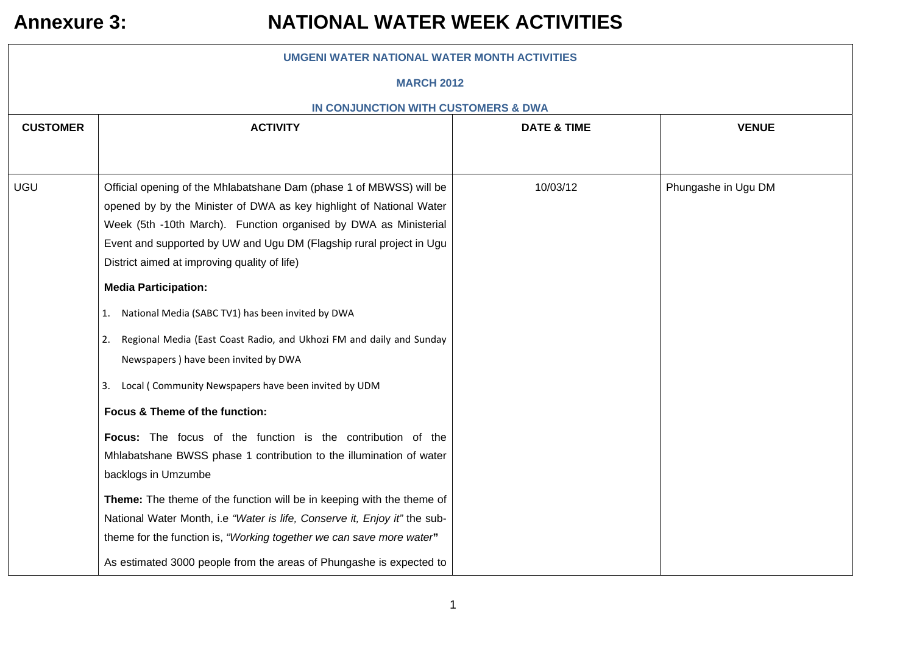# Annexure 3: NATIONAL WATER WEEK ACTIVITIES

| UMGENI WATER NATIONAL WATER MONTH ACTIVITIES<br>MARCH 2012<br>IN CONJUNCTION WITH CUSTOMERS & DWA | | | |
|---|---|---|---|
| **CUSTOMER** | **ACTIVITY** | **DATE & TIME** | **VENUE** |
| UGU | Official opening of the Mhlabatshane Dam (phase 1 of MBWSS) will be opened by by the Minister of DWA as key highlight of National Water Week (5th -10th March). Function organised by DWA as Ministerial Event and supported by UW and Ugu DM (Flagship rural project in Ugu District aimed at improving quality of life)<br><br>**Media Participation:**<br><br>1. National Media (SABC TV1) has been invited by DWA<br>2. Regional Media (East Coast Radio, and Ukhozi FM and daily and Sunday Newspapers ) have been invited by DWA<br>3. Local ( Community Newspapers have been invited by UDM<br><br>**Focus & Theme of the function:**<br><br>**Focus:** The focus of the function is the contribution of the Mhlabatshane BWSS phase 1 contribution to the illumination of water backlogs in Umzumbe<br><br>**Theme:** The theme of the function will be in keeping with the theme of National Water Month, i.e *"Water is life, Conserve it, Enjoy it"* the sub-theme for the function is, *"Working together we can save more water"*<br><br>As estimated 3000 people from the areas of Phungashe is expected to | 10/03/12 | Phungashe in Ugu DM |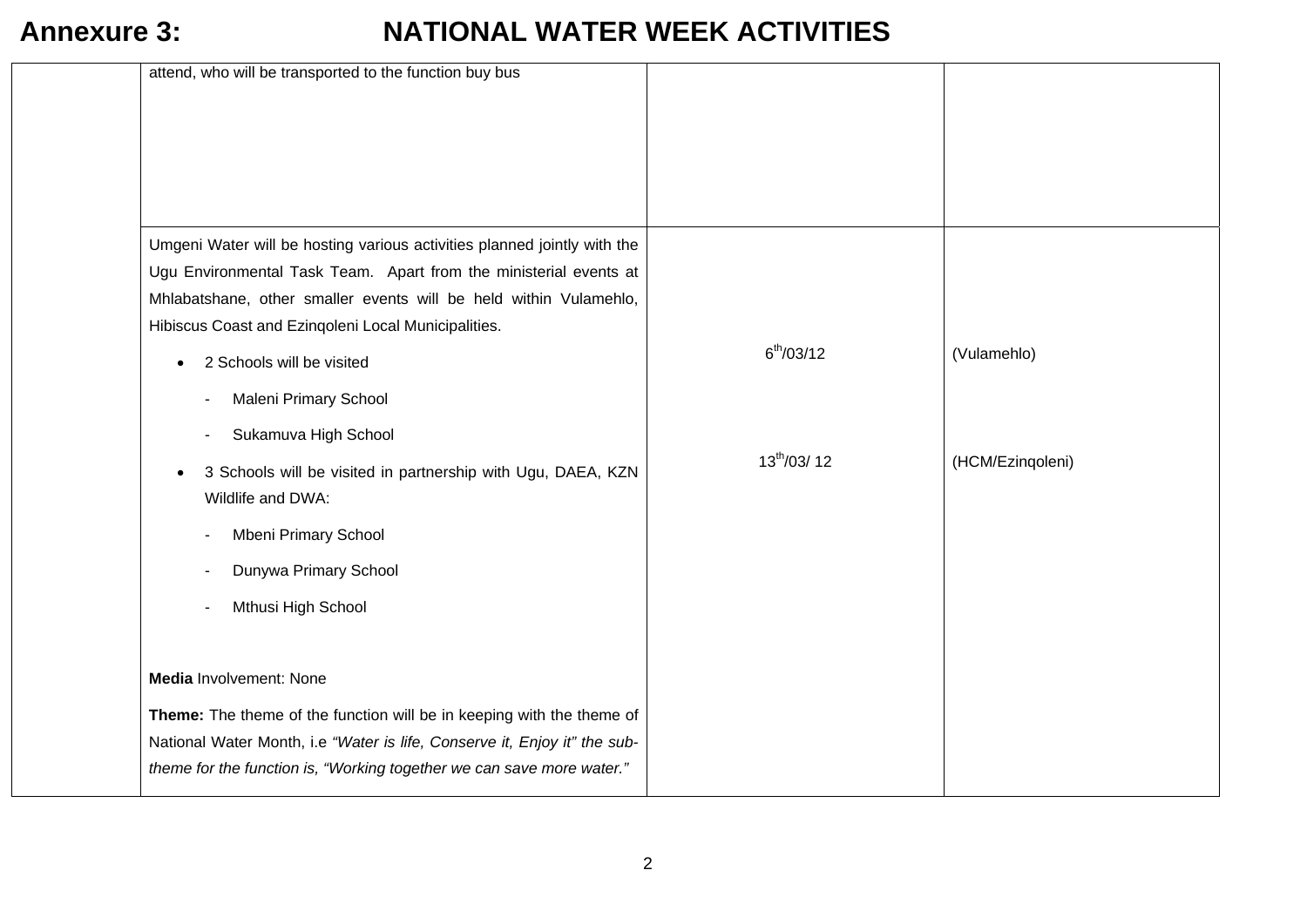# Annexure 3: NATIONAL WATER WEEK ACTIVITIES

| | | | |
|---|---|---|---|
| | attend, who will be transported to the function buy bus | | |
| | Umgeni Water will be hosting various activities planned jointly with the Ugu Environmental Task Team. Apart from the ministerial events at Mhlabatshane, other smaller events will be held within Vulamehlo, Hibiscus Coast and Ezinqoleni Local Municipalities.<br><br>• 2 Schools will be visited<br>&nbsp;&nbsp;- Maleni Primary School<br>&nbsp;&nbsp;- Sukamuva High School<br>• 3 Schools will be visited in partnership with Ugu, DAEA, KZN Wildlife and DWA:<br>&nbsp;&nbsp;- Mbeni Primary School<br>&nbsp;&nbsp;- Dunywa Primary School<br>&nbsp;&nbsp;- Mthusi High School<br><br>**Media** Involvement: None<br><br>**Theme:** The theme of the function will be in keeping with the theme of National Water Month, i.e *"Water is life, Conserve it, Enjoy it" the sub-theme for the function is, "Working together we can save more water."* | 6th/03/12<br><br>13th/03/ 12 | (Vulamehlo)<br><br>(HCM/Ezinqoleni) |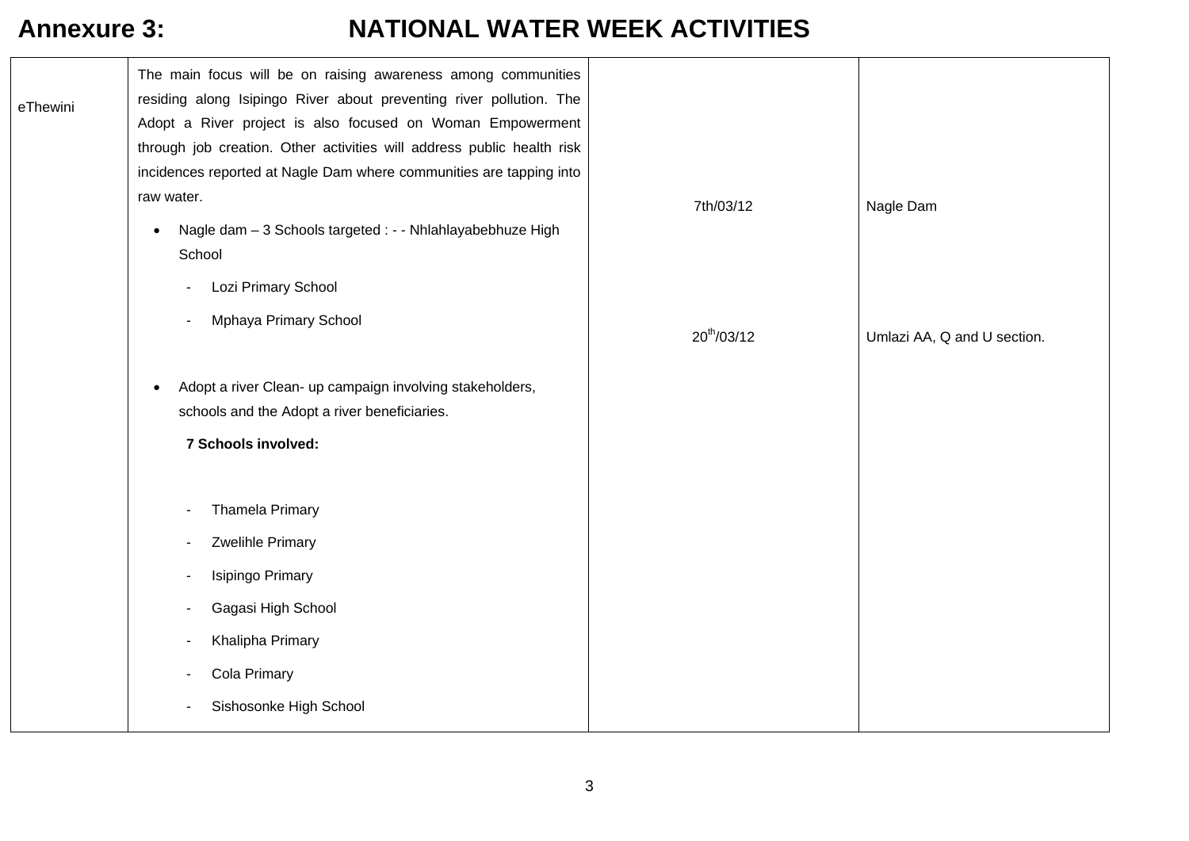# Annexure 3: NATIONAL WATER WEEK ACTIVITIES

| | | | |
|---|---|---|---|
| eThewini | The main focus will be on raising awareness among communities residing along Isipingo River about preventing river pollution. The Adopt a River project is also focused on Woman Empowerment through job creation. Other activities will address public health risk incidences reported at Nagle Dam where communities are tapping into raw water.<br><br>• Nagle dam – 3 Schools targeted : - - Nhlahlayabebhuze High School<br>- Lozi Primary School<br>- Mphaya Primary School<br><br>• Adopt a river Clean- up campaign involving stakeholders, schools and the Adopt a river beneficiaries.<br>**7 Schools involved:**<br>- Thamela Primary<br>- Zwelihle Primary<br>- Isipingo Primary<br>- Gagasi High School<br>- Khalipha Primary<br>- Cola Primary<br>- Sishosonke High School | 7th/03/12<br><br>20th/03/12 | Nagle Dam<br><br>Umlazi AA, Q and U section. |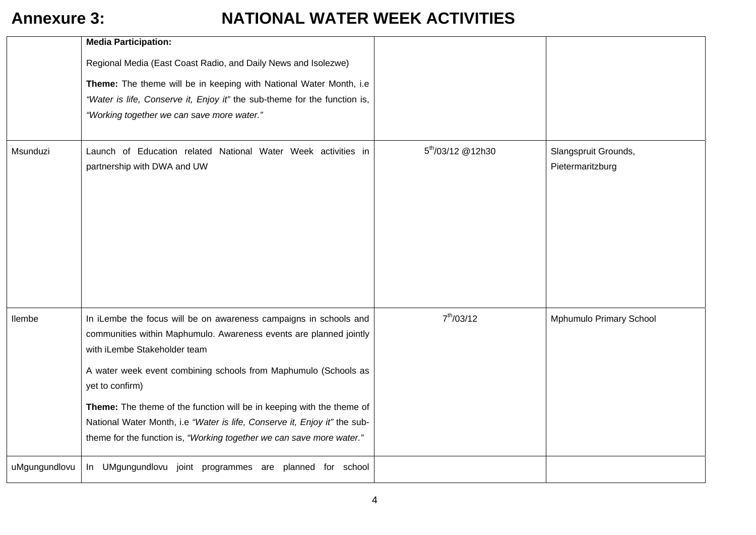# Annexure 3: NATIONAL WATER WEEK ACTIVITIES

| | | | |
|---|---|---|---|
| | **Media Participation:**<br><br>Regional Media (East Coast Radio, and Daily News and Isolezwe)<br><br>**Theme:** The theme will be in keeping with National Water Month, i.e *"Water is life, Conserve it, Enjoy it"* the sub-theme for the function is, *"Working together we can save more water."* | | |
| Msunduzi | Launch of Education related National Water Week activities in partnership with DWA and UW | 5th/03/12 @12h30 | Slangspruit Grounds, Pietermaritzburg |
| Ilembe | In iLembe the focus will be on awareness campaigns in schools and communities within Maphumulo. Awareness events are planned jointly with iLembe Stakeholder team<br><br>A water week event combining schools from Maphumulo (Schools as yet to confirm)<br><br>**Theme:** The theme of the function will be in keeping with the theme of National Water Month, i.e *"Water is life, Conserve it, Enjoy it"* the sub-theme for the function is, *"Working together we can save more water."* | 7th/03/12 | Mphumulo Primary School |
| uMgungundlovu | In UMgungundlovu joint programmes are planned for school | | |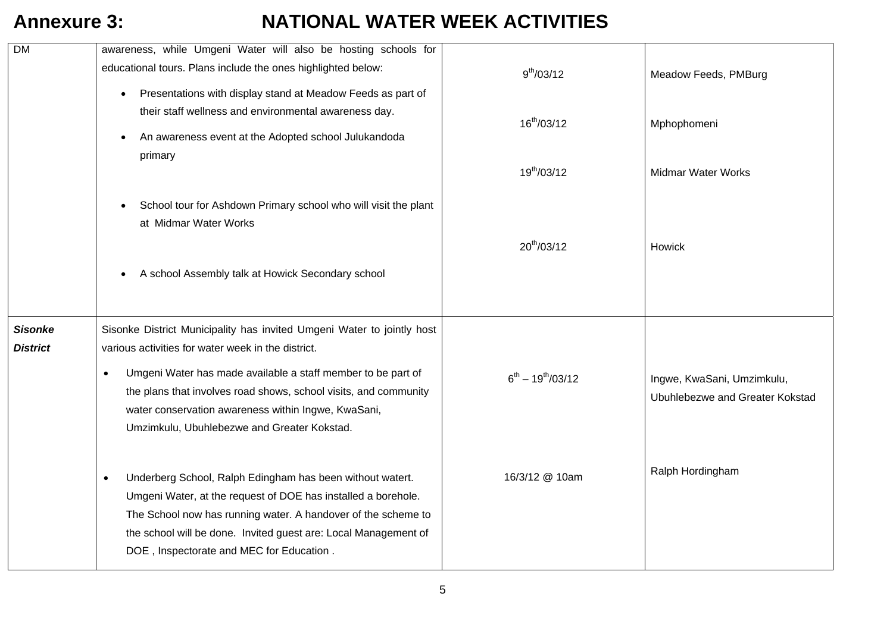# Annexure 3: NATIONAL WATER WEEK ACTIVITIES

| | | | |
|---|---|---|---|
| DM | awareness, while Umgeni Water will also be hosting schools for educational tours. Plans include the ones highlighted below:<br>• Presentations with display stand at Meadow Feeds as part of their staff wellness and environmental awareness day.<br>• An awareness event at the Adopted school Julukandoda primary<br>• School tour for Ashdown Primary school who will visit the plant at Midmar Water Works<br>• A school Assembly talk at Howick Secondary school | 9th/03/12<br>16th/03/12<br>19th/03/12<br>20th/03/12 | Meadow Feeds, PMBurg<br>Mphophomeni<br>Midmar Water Works<br>Howick |
| ***Sisonke District*** | Sisonke District Municipality has invited Umgeni Water to jointly host various activities for water week in the district.<br>• Umgeni Water has made available a staff member to be part of the plans that involves road shows, school visits, and community water conservation awareness within Ingwe, KwaSani, Umzimkulu, Ubuhlebezwe and Greater Kokstad.<br>• Underberg School, Ralph Edingham has been without watert. Umgeni Water, at the request of DOE has installed a borehole. The School now has running water. A handover of the scheme to the school will be done. Invited guest are: Local Management of DOE , Inspectorate and MEC for Education . | 6th – 19th/03/12<br>16/3/12 @ 10am | Ingwe, KwaSani, Umzimkulu, Ubuhlebezwe and Greater Kokstad<br>Ralph Hordingham |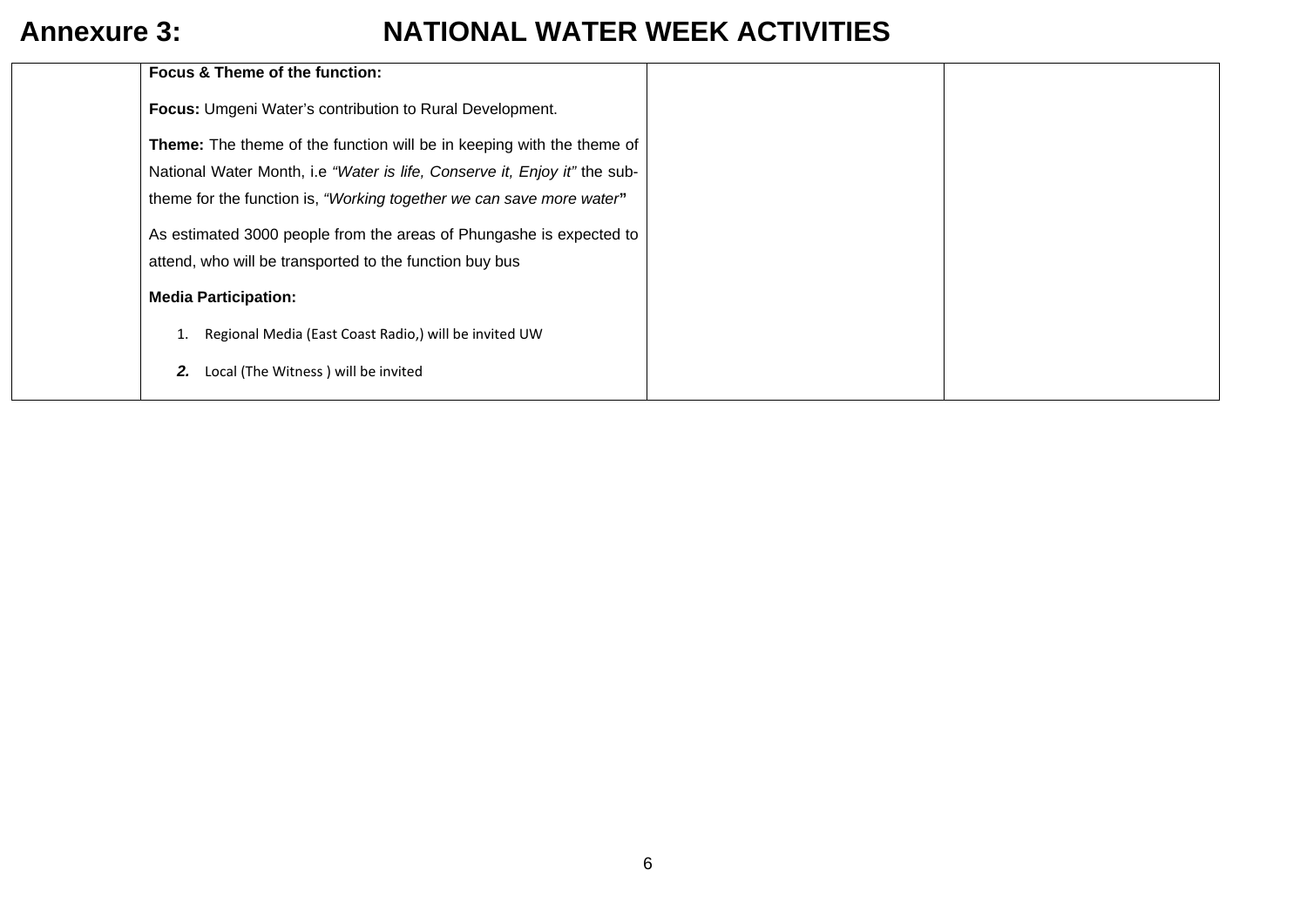# Annexure 3: NATIONAL WATER WEEK ACTIVITIES

| | | | |
|---|---|---|---|
| | **Focus & Theme of the function:**<br><br>**Focus:** Umgeni Water's contribution to Rural Development.<br><br>**Theme:** The theme of the function will be in keeping with the theme of National Water Month, i.e *"Water is life, Conserve it, Enjoy it"* the sub-theme for the function is, *"Working together we can save more water"*<br><br>As estimated 3000 people from the areas of Phungashe is expected to attend, who will be transported to the function buy bus<br><br>**Media Participation:**<br><br>1. Regional Media (East Coast Radio,) will be invited UW<br><br>2. Local (The Witness ) will be invited | | |